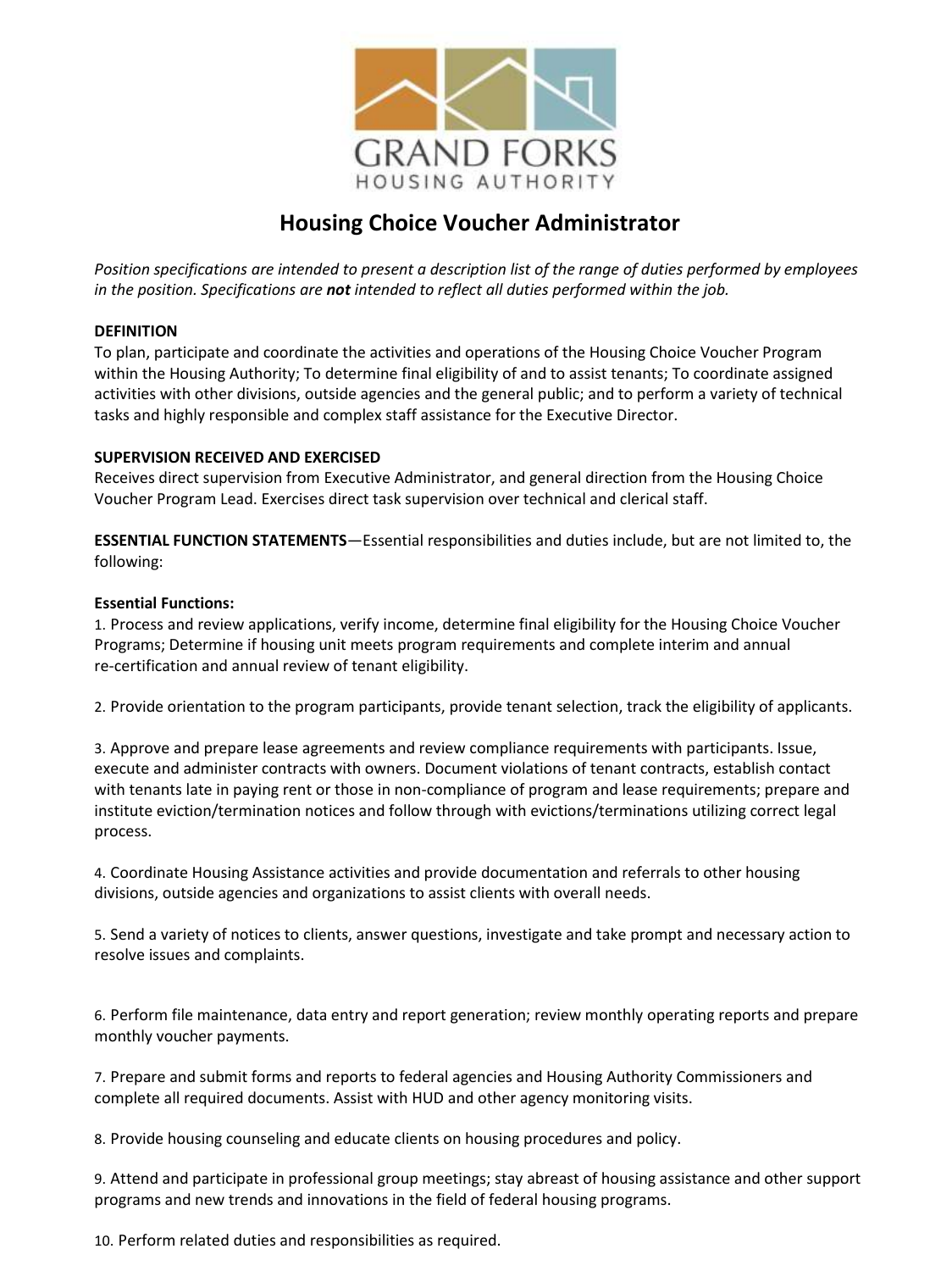GRAND FORKS
HOUSING AUTHORITY

# Housing Choice Voucher Administrator

*Position specifications are intended to present a description list of the range of duties performed by employees in the position. Specifications are* ***not*** *intended to reflect all duties performed within the job.*

**DEFINITION**
To plan, participate and coordinate the activities and operations of the Housing Choice Voucher Program within the Housing Authority; To determine final eligibility of and to assist tenants; To coordinate assigned activities with other divisions, outside agencies and the general public; and to perform a variety of technical tasks and highly responsible and complex staff assistance for the Executive Director.

**SUPERVISION RECEIVED AND EXERCISED**
Receives direct supervision from Executive Administrator, and general direction from the Housing Choice Voucher Program Lead. Exercises direct task supervision over technical and clerical staff.

**ESSENTIAL FUNCTION STATEMENTS**—Essential responsibilities and duties include, but are not limited to, the following:

**Essential Functions:**

1. Process and review applications, verify income, determine final eligibility for the Housing Choice Voucher Programs; Determine if housing unit meets program requirements and complete interim and annual re-certification and annual review of tenant eligibility.

2. Provide orientation to the program participants, provide tenant selection, track the eligibility of applicants.

3. Approve and prepare lease agreements and review compliance requirements with participants. Issue, execute and administer contracts with owners. Document violations of tenant contracts, establish contact with tenants late in paying rent or those in non-compliance of program and lease requirements; prepare and institute eviction/termination notices and follow through with evictions/terminations utilizing correct legal process.

4. Coordinate Housing Assistance activities and provide documentation and referrals to other housing divisions, outside agencies and organizations to assist clients with overall needs.

5. Send a variety of notices to clients, answer questions, investigate and take prompt and necessary action to resolve issues and complaints.

6. Perform file maintenance, data entry and report generation; review monthly operating reports and prepare monthly voucher payments.

7. Prepare and submit forms and reports to federal agencies and Housing Authority Commissioners and complete all required documents. Assist with HUD and other agency monitoring visits.

8. Provide housing counseling and educate clients on housing procedures and policy.

9. Attend and participate in professional group meetings; stay abreast of housing assistance and other support programs and new trends and innovations in the field of federal housing programs.

10. Perform related duties and responsibilities as required.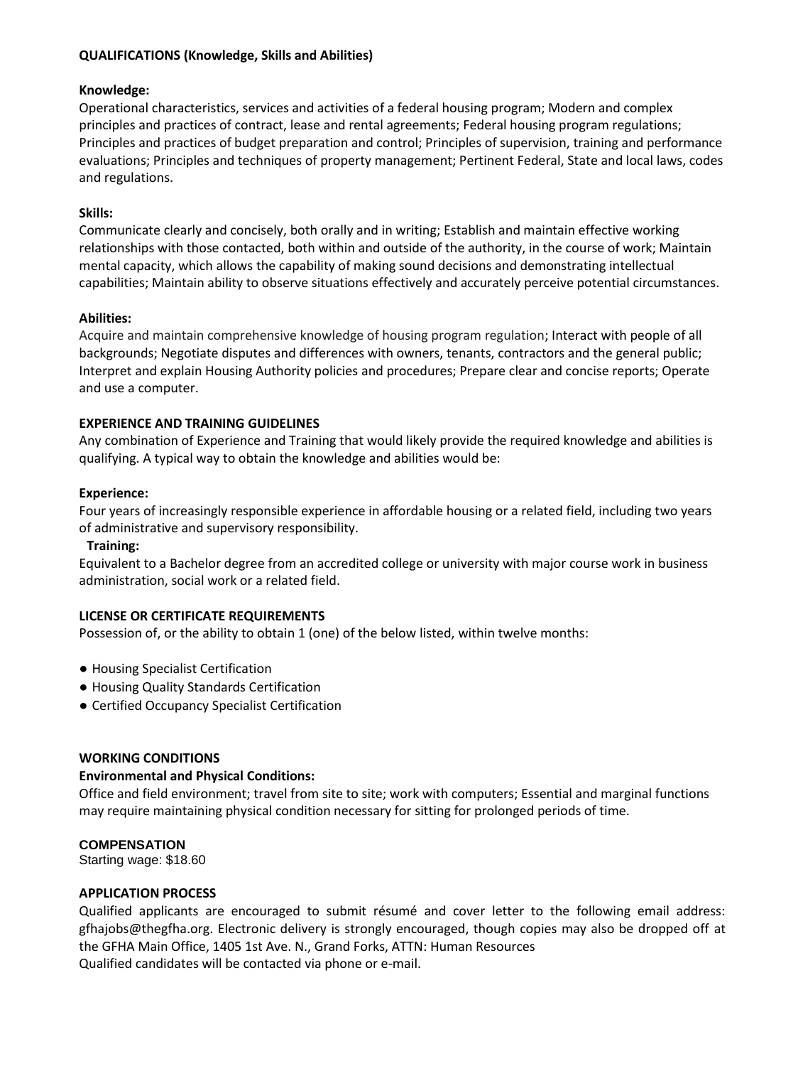## QUALIFICATIONS (Knowledge, Skills and Abilities)

**Knowledge:**
Operational characteristics, services and activities of a federal housing program; Modern and complex principles and practices of contract, lease and rental agreements; Federal housing program regulations; Principles and practices of budget preparation and control; Principles of supervision, training and performance evaluations; Principles and techniques of property management; Pertinent Federal, State and local laws, codes and regulations.

**Skills:**
Communicate clearly and concisely, both orally and in writing; Establish and maintain effective working relationships with those contacted, both within and outside of the authority, in the course of work; Maintain mental capacity, which allows the capability of making sound decisions and demonstrating intellectual capabilities; Maintain ability to observe situations effectively and accurately perceive potential circumstances.

**Abilities:**
Acquire and maintain comprehensive knowledge of housing program regulation; Interact with people of all backgrounds; Negotiate disputes and differences with owners, tenants, contractors and the general public; Interpret and explain Housing Authority policies and procedures; Prepare clear and concise reports; Operate and use a computer.

## EXPERIENCE AND TRAINING GUIDELINES

Any combination of Experience and Training that would likely provide the required knowledge and abilities is qualifying. A typical way to obtain the knowledge and abilities would be:

**Experience:**
Four years of increasingly responsible experience in affordable housing or a related field, including two years of administrative and supervisory responsibility.

**Training:**
Equivalent to a Bachelor degree from an accredited college or university with major course work in business administration, social work or a related field.

## LICENSE OR CERTIFICATE REQUIREMENTS

Possession of, or the ability to obtain 1 (one) of the below listed, within twelve months:

- Housing Specialist Certification
- Housing Quality Standards Certification
- Certified Occupancy Specialist Certification

## WORKING CONDITIONS

**Environmental and Physical Conditions:**
Office and field environment; travel from site to site; work with computers; Essential and marginal functions may require maintaining physical condition necessary for sitting for prolonged periods of time.

## COMPENSATION

Starting wage: $18.60

## APPLICATION PROCESS

Qualified applicants are encouraged to submit résumé and cover letter to the following email address: gfhajobs@thegfha.org. Electronic delivery is strongly encouraged, though copies may also be dropped off at the GFHA Main Office, 1405 1st Ave. N., Grand Forks, ATTN: Human Resources
Qualified candidates will be contacted via phone or e-mail.